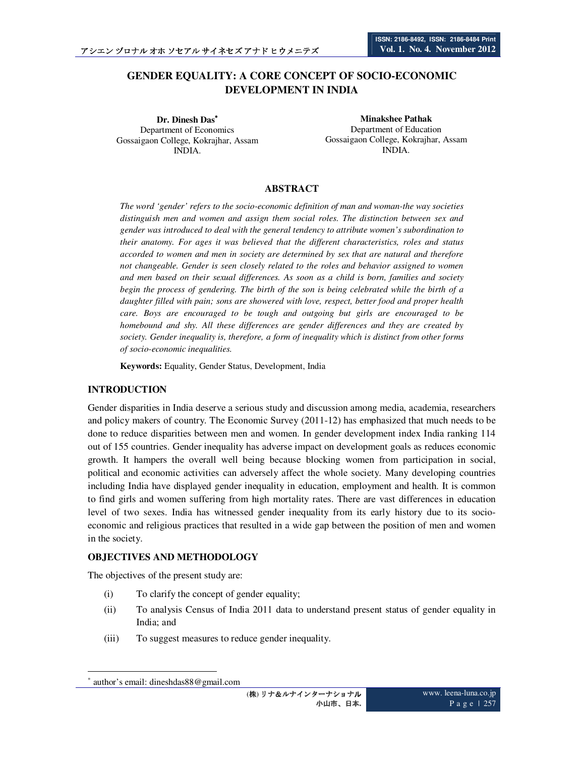# GENDER EQUALITY: A CORE CONCEPT OF SOCIO-ECONOMIC DEVELOPMENT IN INDIA

**Dr. Dinesh Das***
Department of Economics
Gossaigaon College, Kokrajhar, Assam
INDIA.

**Minakshee Pathak**
Department of Education
Gossaigaon College, Kokrajhar, Assam
INDIA.

## ABSTRACT

*The word 'gender' refers to the socio-economic definition of man and woman-the way societies distinguish men and women and assign them social roles. The distinction between sex and gender was introduced to deal with the general tendency to attribute women's subordination to their anatomy. For ages it was believed that the different characteristics, roles and status accorded to women and men in society are determined by sex that are natural and therefore not changeable. Gender is seen closely related to the roles and behavior assigned to women and men based on their sexual differences. As soon as a child is born, families and society begin the process of gendering. The birth of the son is being celebrated while the birth of a daughter filled with pain; sons are showered with love, respect, better food and proper health care. Boys are encouraged to be tough and outgoing but girls are encouraged to be homebound and shy. All these differences are gender differences and they are created by society. Gender inequality is, therefore, a form of inequality which is distinct from other forms of socio-economic inequalities.*

**Keywords:** Equality, Gender Status, Development, India

## INTRODUCTION

Gender disparities in India deserve a serious study and discussion among media, academia, researchers and policy makers of country. The Economic Survey (2011-12) has emphasized that much needs to be done to reduce disparities between men and women. In gender development index India ranking 114 out of 155 countries. Gender inequality has adverse impact on development goals as reduces economic growth. It hampers the overall well being because blocking women from participation in social, political and economic activities can adversely affect the whole society. Many developing countries including India have displayed gender inequality in education, employment and health. It is common to find girls and women suffering from high mortality rates. There are vast differences in education level of two sexes. India has witnessed gender inequality from its early history due to its socio-economic and religious practices that resulted in a wide gap between the position of men and women in the society.

## OBJECTIVES AND METHODOLOGY

The objectives of the present study are:

(i) To clarify the concept of gender equality;

(ii) To analysis Census of India 2011 data to understand present status of gender equality in India; and

(iii) To suggest measures to reduce gender inequality.

---

* author's email: dineshdas88@gmail.com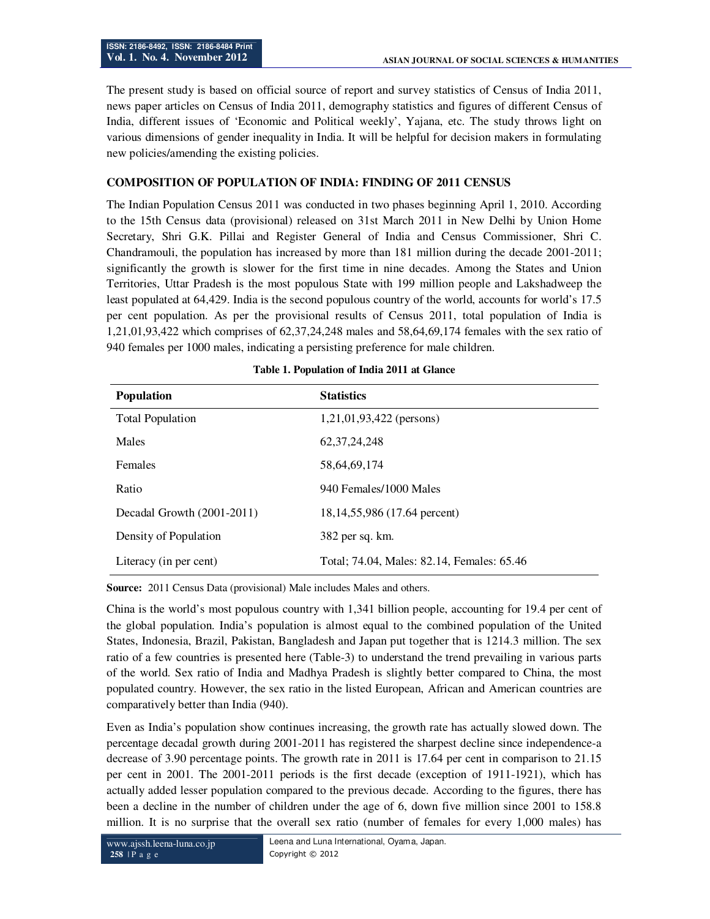The present study is based on official source of report and survey statistics of Census of India 2011, news paper articles on Census of India 2011, demography statistics and figures of different Census of India, different issues of 'Economic and Political weekly', Yajana, etc. The study throws light on various dimensions of gender inequality in India. It will be helpful for decision makers in formulating new policies/amending the existing policies.

## COMPOSITION OF POPULATION OF INDIA: FINDING OF 2011 CENSUS

The Indian Population Census 2011 was conducted in two phases beginning April 1, 2010. According to the 15th Census data (provisional) released on 31st March 2011 in New Delhi by Union Home Secretary, Shri G.K. Pillai and Register General of India and Census Commissioner, Shri C. Chandramouli, the population has increased by more than 181 million during the decade 2001-2011; significantly the growth is slower for the first time in nine decades. Among the States and Union Territories, Uttar Pradesh is the most populous State with 199 million people and Lakshadweep the least populated at 64,429. India is the second populous country of the world, accounts for world's 17.5 per cent population. As per the provisional results of Census 2011, total population of India is 1,21,01,93,422 which comprises of 62,37,24,248 males and 58,64,69,174 females with the sex ratio of 940 females per 1000 males, indicating a persisting preference for male children.

**Table 1. Population of India 2011 at Glance**

| Population | Statistics |
|---|---|
| Total Population | 1,21,01,93,422 (persons) |
| Males | 62,37,24,248 |
| Females | 58,64,69,174 |
| Ratio | 940 Females/1000 Males |
| Decadal Growth (2001-2011) | 18,14,55,986 (17.64 percent) |
| Density of Population | 382 per sq. km. |
| Literacy (in per cent) | Total; 74.04, Males: 82.14, Females: 65.46 |

**Source:** 2011 Census Data (provisional) Male includes Males and others.

China is the world's most populous country with 1,341 billion people, accounting for 19.4 per cent of the global population. India's population is almost equal to the combined population of the United States, Indonesia, Brazil, Pakistan, Bangladesh and Japan put together that is 1214.3 million. The sex ratio of a few countries is presented here (Table-3) to understand the trend prevailing in various parts of the world. Sex ratio of India and Madhya Pradesh is slightly better compared to China, the most populated country. However, the sex ratio in the listed European, African and American countries are comparatively better than India (940).

Even as India's population show continues increasing, the growth rate has actually slowed down. The percentage decadal growth during 2001-2011 has registered the sharpest decline since independence-a decrease of 3.90 percentage points. The growth rate in 2011 is 17.64 per cent in comparison to 21.15 per cent in 2001. The 2001-2011 periods is the first decade (exception of 1911-1921), which has actually added lesser population compared to the previous decade. According to the figures, there has been a decline in the number of children under the age of 6, down five million since 2001 to 158.8 million. It is no surprise that the overall sex ratio (number of females for every 1,000 males) has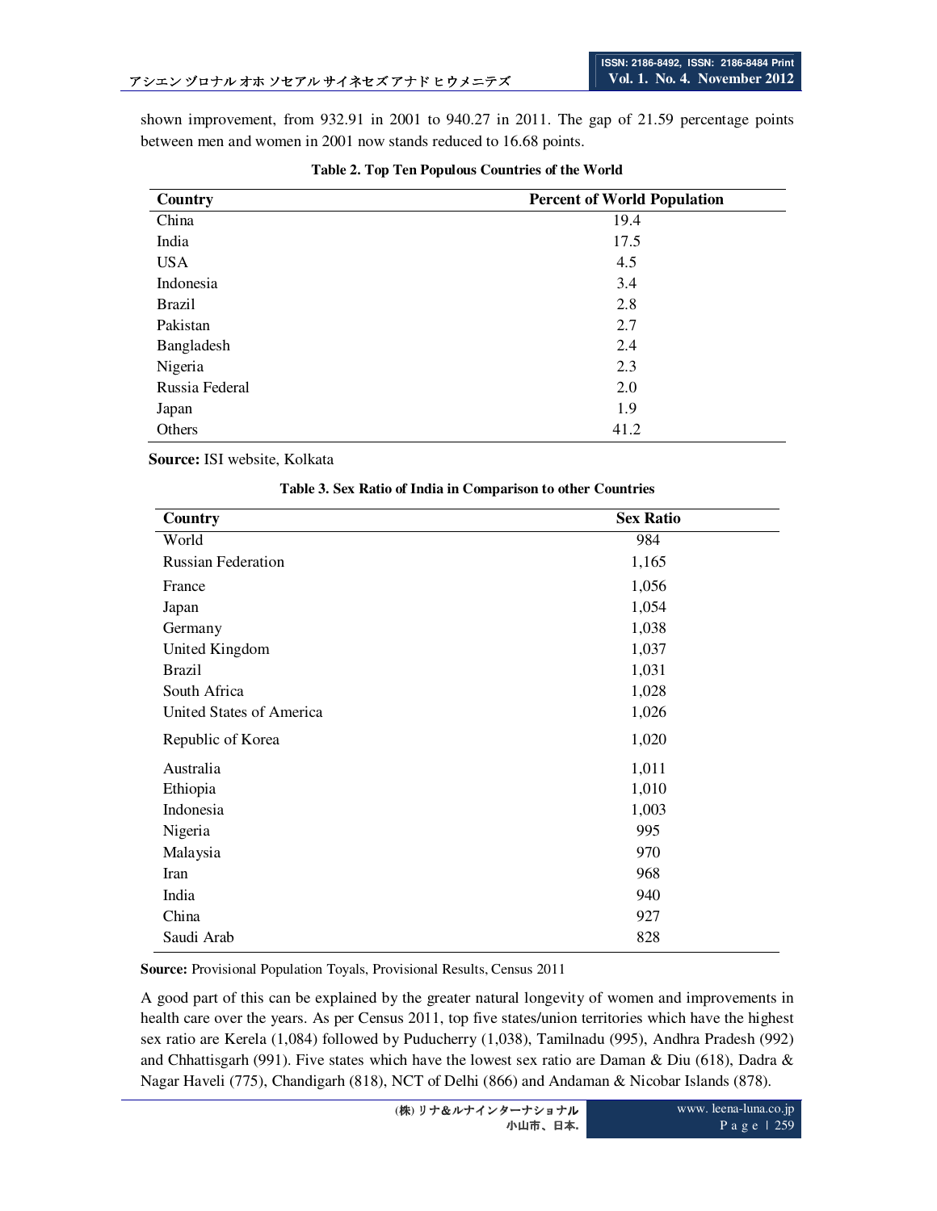shown improvement, from 932.91 in 2001 to 940.27 in 2011. The gap of 21.59 percentage points between men and women in 2001 now stands reduced to 16.68 points.

**Table 2. Top Ten Populous Countries of the World**

| Country | Percent of World Population |
|---|---|
| China | 19.4 |
| India | 17.5 |
| USA | 4.5 |
| Indonesia | 3.4 |
| Brazil | 2.8 |
| Pakistan | 2.7 |
| Bangladesh | 2.4 |
| Nigeria | 2.3 |
| Russia Federal | 2.0 |
| Japan | 1.9 |
| Others | 41.2 |

**Source:** ISI website, Kolkata

**Table 3. Sex Ratio of India in Comparison to other Countries**

| Country | Sex Ratio |
|---|---|
| World | 984 |
| Russian Federation | 1,165 |
| France | 1,056 |
| Japan | 1,054 |
| Germany | 1,038 |
| United Kingdom | 1,037 |
| Brazil | 1,031 |
| South Africa | 1,028 |
| United States of America | 1,026 |
| Republic of Korea | 1,020 |
| Australia | 1,011 |
| Ethiopia | 1,010 |
| Indonesia | 1,003 |
| Nigeria | 995 |
| Malaysia | 970 |
| Iran | 968 |
| India | 940 |
| China | 927 |
| Saudi Arab | 828 |

**Source:** Provisional Population Toyals, Provisional Results, Census 2011

A good part of this can be explained by the greater natural longevity of women and improvements in health care over the years. As per Census 2011, top five states/union territories which have the highest sex ratio are Kerela (1,084) followed by Puducherry (1,038), Tamilnadu (995), Andhra Pradesh (992) and Chhattisgarh (991). Five states which have the lowest sex ratio are Daman & Diu (618), Dadra & Nagar Haveli (775), Chandigarh (818), NCT of Delhi (866) and Andaman & Nicobar Islands (878).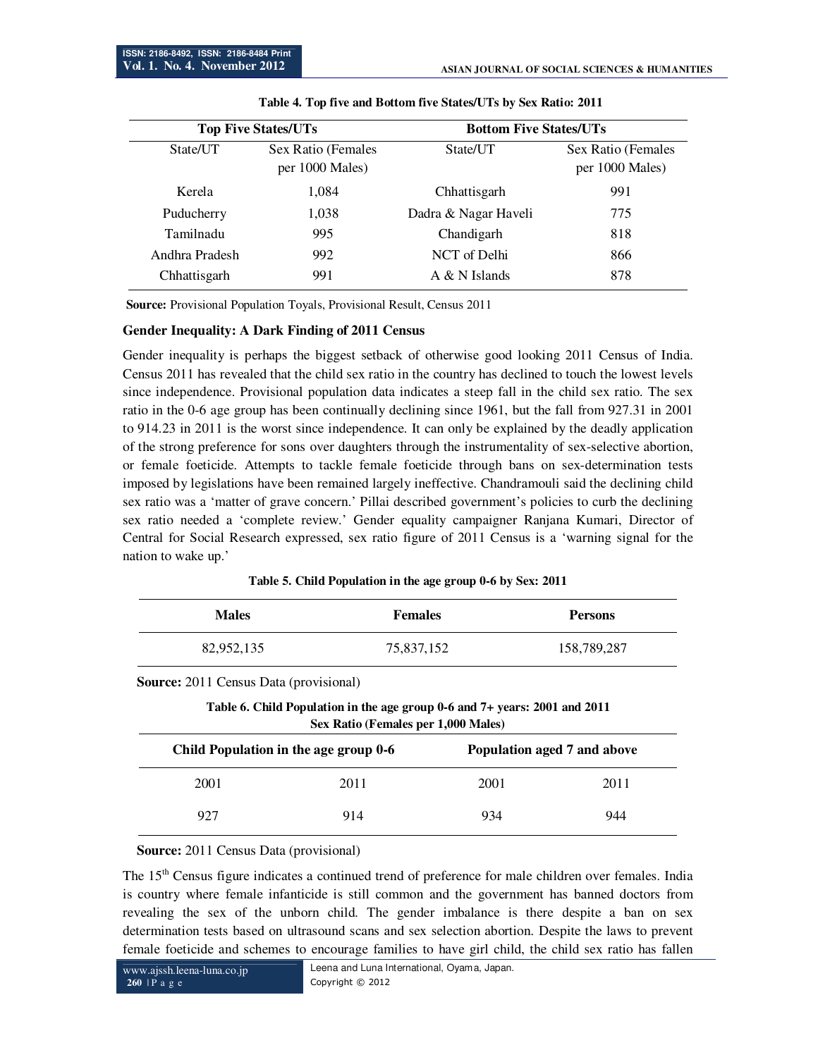**Table 4. Top five and Bottom five States/UTs by Sex Ratio: 2011**

| Top Five States/UTs | | Bottom Five States/UTs | |
|---|---|---|---|
| State/UT | Sex Ratio (Females per 1000 Males) | State/UT | Sex Ratio (Females per 1000 Males) |
| Kerela | 1,084 | Chhattisgarh | 991 |
| Puducherry | 1,038 | Dadra & Nagar Haveli | 775 |
| Tamilnadu | 995 | Chandigarh | 818 |
| Andhra Pradesh | 992 | NCT of Delhi | 866 |
| Chhattisgarh | 991 | A & N Islands | 878 |

**Source:** Provisional Population Toyals, Provisional Result, Census 2011

### Gender Inequality: A Dark Finding of 2011 Census

Gender inequality is perhaps the biggest setback of otherwise good looking 2011 Census of India. Census 2011 has revealed that the child sex ratio in the country has declined to touch the lowest levels since independence. Provisional population data indicates a steep fall in the child sex ratio. The sex ratio in the 0-6 age group has been continually declining since 1961, but the fall from 927.31 in 2001 to 914.23 in 2011 is the worst since independence. It can only be explained by the deadly application of the strong preference for sons over daughters through the instrumentality of sex-selective abortion, or female foeticide. Attempts to tackle female foeticide through bans on sex-determination tests imposed by legislations have been remained largely ineffective. Chandramouli said the declining child sex ratio was a 'matter of grave concern.' Pillai described government's policies to curb the declining sex ratio needed a 'complete review.' Gender equality campaigner Ranjana Kumari, Director of Central for Social Research expressed, sex ratio figure of 2011 Census is a 'warning signal for the nation to wake up.'

**Table 5. Child Population in the age group 0-6 by Sex: 2011**

| Males | Females | Persons |
|---|---|---|
| 82,952,135 | 75,837,152 | 158,789,287 |

**Source:** 2011 Census Data (provisional)

**Table 6. Child Population in the age group 0-6 and 7+ years: 2001 and 2011 Sex Ratio (Females per 1,000 Males)**

| Child Population in the age group 0-6 | | Population aged 7 and above | |
|---|---|---|---|
| 2001 | 2011 | 2001 | 2011 |
| 927 | 914 | 934 | 944 |

**Source:** 2011 Census Data (provisional)

The 15th Census figure indicates a continued trend of preference for male children over females. India is country where female infanticide is still common and the government has banned doctors from revealing the sex of the unborn child. The gender imbalance is there despite a ban on sex determination tests based on ultrasound scans and sex selection abortion. Despite the laws to prevent female foeticide and schemes to encourage families to have girl child, the child sex ratio has fallen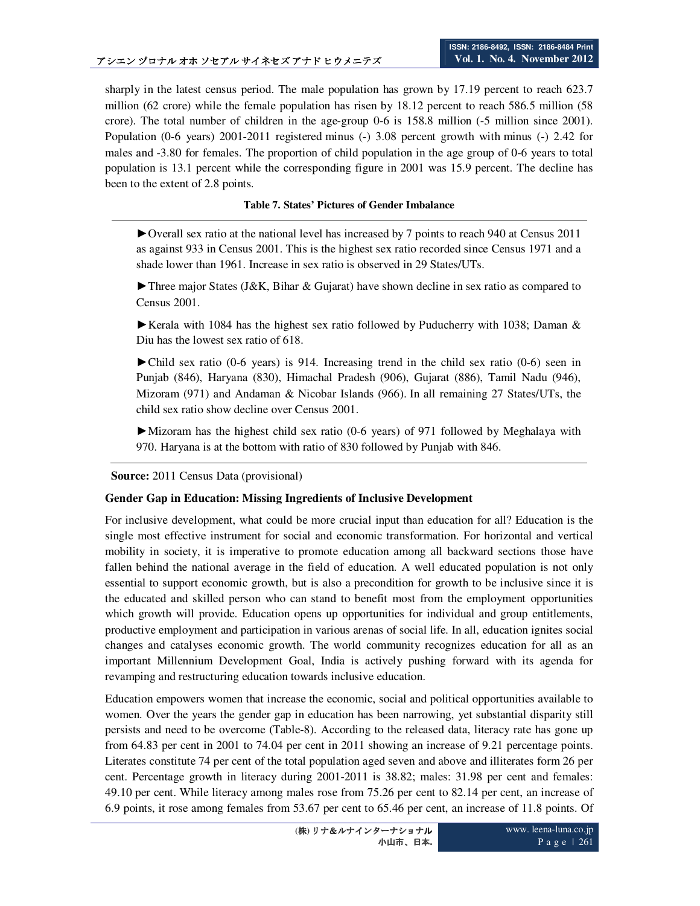sharply in the latest census period. The male population has grown by 17.19 percent to reach 623.7 million (62 crore) while the female population has risen by 18.12 percent to reach 586.5 million (58 crore). The total number of children in the age-group 0-6 is 158.8 million (-5 million since 2001). Population (0-6 years) 2001-2011 registered minus (-) 3.08 percent growth with minus (-) 2.42 for males and -3.80 for females. The proportion of child population in the age group of 0-6 years to total population is 13.1 percent while the corresponding figure in 2001 was 15.9 percent. The decline has been to the extent of 2.8 points.

**Table 7. States' Pictures of Gender Imbalance**

► Overall sex ratio at the national level has increased by 7 points to reach 940 at Census 2011 as against 933 in Census 2001. This is the highest sex ratio recorded since Census 1971 and a shade lower than 1961. Increase in sex ratio is observed in 29 States/UTs.

► Three major States (J&K, Bihar & Gujarat) have shown decline in sex ratio as compared to Census 2001.

► Kerala with 1084 has the highest sex ratio followed by Puducherry with 1038; Daman & Diu has the lowest sex ratio of 618.

► Child sex ratio (0-6 years) is 914. Increasing trend in the child sex ratio (0-6) seen in Punjab (846), Haryana (830), Himachal Pradesh (906), Gujarat (886), Tamil Nadu (946), Mizoram (971) and Andaman & Nicobar Islands (966). In all remaining 27 States/UTs, the child sex ratio show decline over Census 2001.

► Mizoram has the highest child sex ratio (0-6 years) of 971 followed by Meghalaya with 970. Haryana is at the bottom with ratio of 830 followed by Punjab with 846.

**Source:** 2011 Census Data (provisional)

**Gender Gap in Education: Missing Ingredients of Inclusive Development**

For inclusive development, what could be more crucial input than education for all? Education is the single most effective instrument for social and economic transformation. For horizontal and vertical mobility in society, it is imperative to promote education among all backward sections those have fallen behind the national average in the field of education. A well educated population is not only essential to support economic growth, but is also a precondition for growth to be inclusive since it is the educated and skilled person who can stand to benefit most from the employment opportunities which growth will provide. Education opens up opportunities for individual and group entitlements, productive employment and participation in various arenas of social life. In all, education ignites social changes and catalyses economic growth. The world community recognizes education for all as an important Millennium Development Goal, India is actively pushing forward with its agenda for revamping and restructuring education towards inclusive education.

Education empowers women that increase the economic, social and political opportunities available to women. Over the years the gender gap in education has been narrowing, yet substantial disparity still persists and need to be overcome (Table-8). According to the released data, literacy rate has gone up from 64.83 per cent in 2001 to 74.04 per cent in 2011 showing an increase of 9.21 percentage points. Literates constitute 74 per cent of the total population aged seven and above and illiterates form 26 per cent. Percentage growth in literacy during 2001-2011 is 38.82; males: 31.98 per cent and females: 49.10 per cent. While literacy among males rose from 75.26 per cent to 82.14 per cent, an increase of 6.9 points, it rose among females from 53.67 per cent to 65.46 per cent, an increase of 11.8 points. Of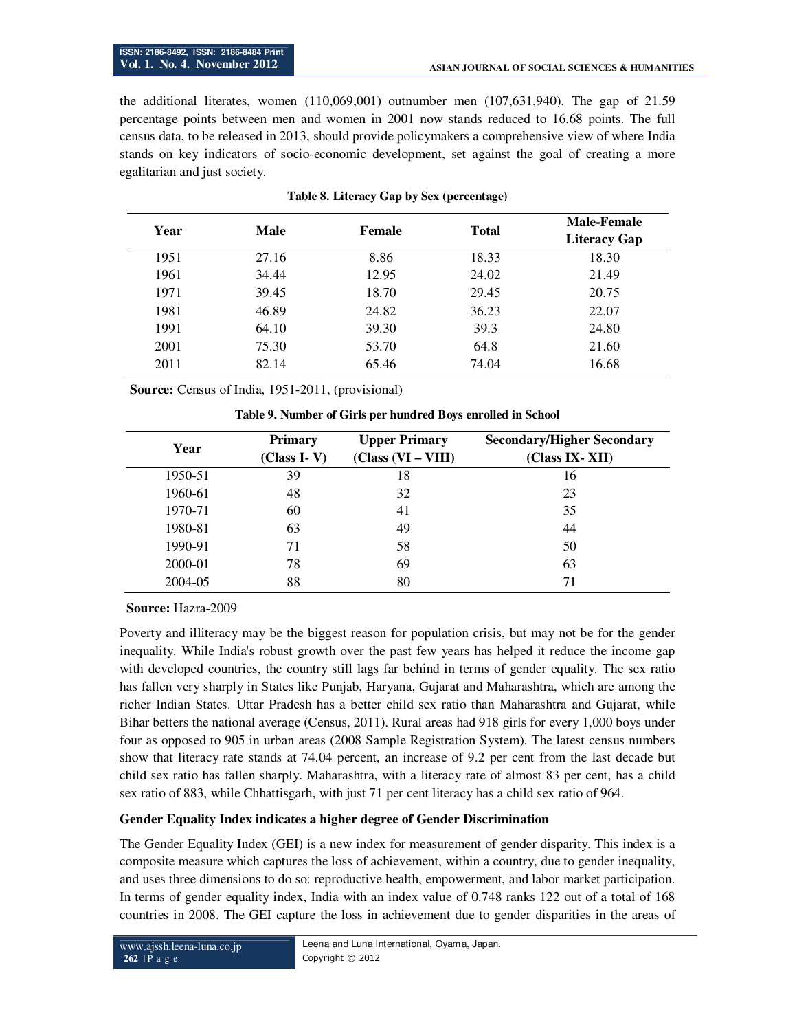the additional literates, women (110,069,001) outnumber men (107,631,940). The gap of 21.59 percentage points between men and women in 2001 now stands reduced to 16.68 points. The full census data, to be released in 2013, should provide policymakers a comprehensive view of where India stands on key indicators of socio-economic development, set against the goal of creating a more egalitarian and just society.

**Table 8. Literacy Gap by Sex (percentage)**

| Year | Male | Female | Total | Male-Female Literacy Gap |
|---|---|---|---|---|
| 1951 | 27.16 | 8.86 | 18.33 | 18.30 |
| 1961 | 34.44 | 12.95 | 24.02 | 21.49 |
| 1971 | 39.45 | 18.70 | 29.45 | 20.75 |
| 1981 | 46.89 | 24.82 | 36.23 | 22.07 |
| 1991 | 64.10 | 39.30 | 39.3 | 24.80 |
| 2001 | 75.30 | 53.70 | 64.8 | 21.60 |
| 2011 | 82.14 | 65.46 | 74.04 | 16.68 |

**Source:** Census of India, 1951-2011, (provisional)

**Table 9. Number of Girls per hundred Boys enrolled in School**

| Year | Primary (Class I- V) | Upper Primary (Class (VI – VIII) | Secondary/Higher Secondary (Class IX- XII) |
|---|---|---|---|
| 1950-51 | 39 | 18 | 16 |
| 1960-61 | 48 | 32 | 23 |
| 1970-71 | 60 | 41 | 35 |
| 1980-81 | 63 | 49 | 44 |
| 1990-91 | 71 | 58 | 50 |
| 2000-01 | 78 | 69 | 63 |
| 2004-05 | 88 | 80 | 71 |

**Source:** Hazra-2009

Poverty and illiteracy may be the biggest reason for population crisis, but may not be for the gender inequality. While India's robust growth over the past few years has helped it reduce the income gap with developed countries, the country still lags far behind in terms of gender equality. The sex ratio has fallen very sharply in States like Punjab, Haryana, Gujarat and Maharashtra, which are among the richer Indian States. Uttar Pradesh has a better child sex ratio than Maharashtra and Gujarat, while Bihar betters the national average (Census, 2011). Rural areas had 918 girls for every 1,000 boys under four as opposed to 905 in urban areas (2008 Sample Registration System). The latest census numbers show that literacy rate stands at 74.04 percent, an increase of 9.2 per cent from the last decade but child sex ratio has fallen sharply. Maharashtra, with a literacy rate of almost 83 per cent, has a child sex ratio of 883, while Chhattisgarh, with just 71 per cent literacy has a child sex ratio of 964.

**Gender Equality Index indicates a higher degree of Gender Discrimination**

The Gender Equality Index (GEI) is a new index for measurement of gender disparity. This index is a composite measure which captures the loss of achievement, within a country, due to gender inequality, and uses three dimensions to do so: reproductive health, empowerment, and labor market participation. In terms of gender equality index, India with an index value of 0.748 ranks 122 out of a total of 168 countries in 2008. The GEI capture the loss in achievement due to gender disparities in the areas of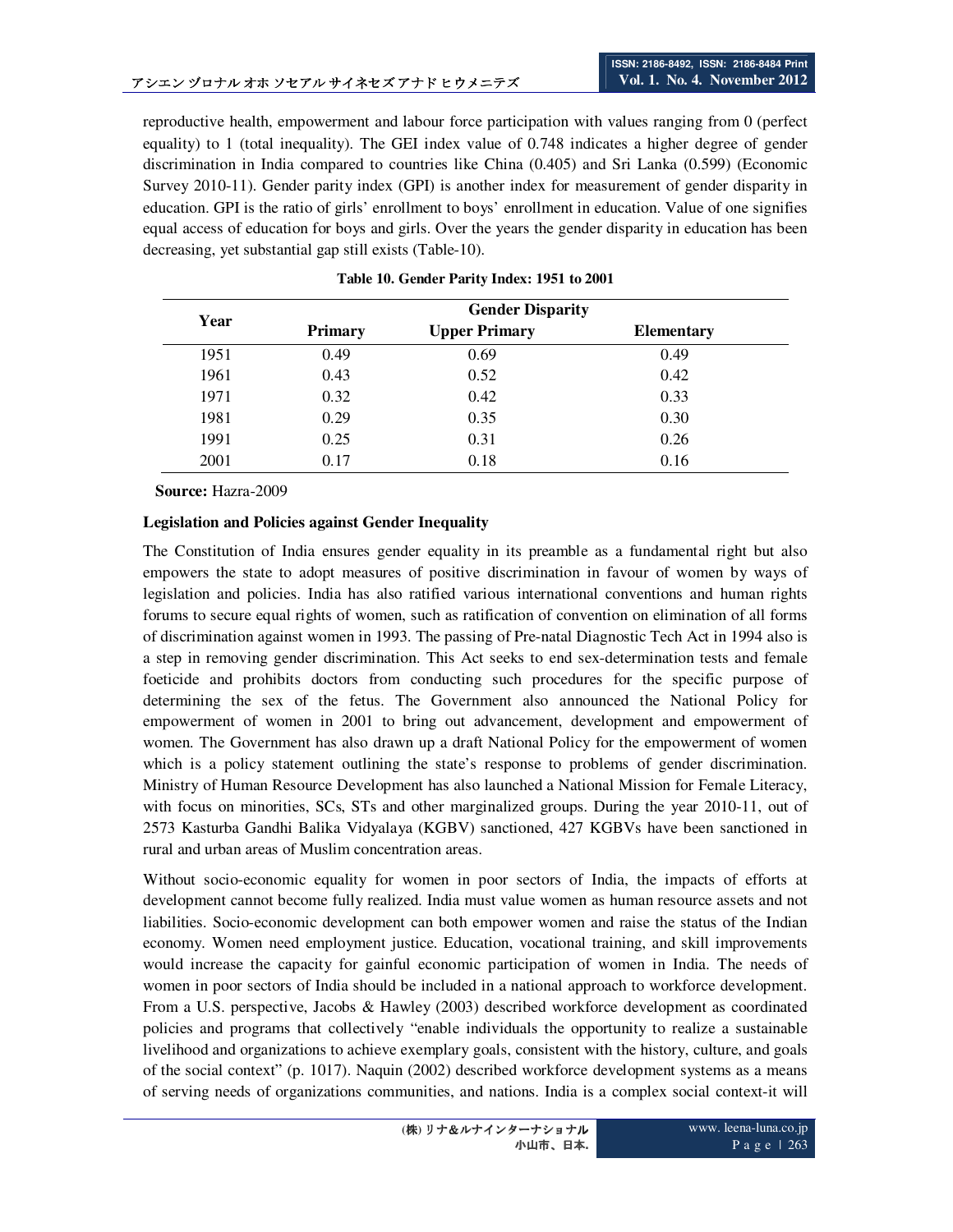reproductive health, empowerment and labour force participation with values ranging from 0 (perfect equality) to 1 (total inequality). The GEI index value of 0.748 indicates a higher degree of gender discrimination in India compared to countries like China (0.405) and Sri Lanka (0.599) (Economic Survey 2010-11). Gender parity index (GPI) is another index for measurement of gender disparity in education. GPI is the ratio of girls' enrollment to boys' enrollment in education. Value of one signifies equal access of education for boys and girls. Over the years the gender disparity in education has been decreasing, yet substantial gap still exists (Table-10).

**Table 10. Gender Parity Index: 1951 to 2001**

| Year | Gender Disparity | | |
|---|---|---|---|
| | **Primary** | **Upper Primary** | **Elementary** |
| 1951 | 0.49 | 0.69 | 0.49 |
| 1961 | 0.43 | 0.52 | 0.42 |
| 1971 | 0.32 | 0.42 | 0.33 |
| 1981 | 0.29 | 0.35 | 0.30 |
| 1991 | 0.25 | 0.31 | 0.26 |
| 2001 | 0.17 | 0.18 | 0.16 |

**Source:** Hazra-2009

**Legislation and Policies against Gender Inequality**

The Constitution of India ensures gender equality in its preamble as a fundamental right but also empowers the state to adopt measures of positive discrimination in favour of women by ways of legislation and policies. India has also ratified various international conventions and human rights forums to secure equal rights of women, such as ratification of convention on elimination of all forms of discrimination against women in 1993. The passing of Pre-natal Diagnostic Tech Act in 1994 also is a step in removing gender discrimination. This Act seeks to end sex-determination tests and female foeticide and prohibits doctors from conducting such procedures for the specific purpose of determining the sex of the fetus. The Government also announced the National Policy for empowerment of women in 2001 to bring out advancement, development and empowerment of women. The Government has also drawn up a draft National Policy for the empowerment of women which is a policy statement outlining the state's response to problems of gender discrimination. Ministry of Human Resource Development has also launched a National Mission for Female Literacy, with focus on minorities, SCs, STs and other marginalized groups. During the year 2010-11, out of 2573 Kasturba Gandhi Balika Vidyalaya (KGBV) sanctioned, 427 KGBVs have been sanctioned in rural and urban areas of Muslim concentration areas.

Without socio-economic equality for women in poor sectors of India, the impacts of efforts at development cannot become fully realized. India must value women as human resource assets and not liabilities. Socio-economic development can both empower women and raise the status of the Indian economy. Women need employment justice. Education, vocational training, and skill improvements would increase the capacity for gainful economic participation of women in India. The needs of women in poor sectors of India should be included in a national approach to workforce development. From a U.S. perspective, Jacobs & Hawley (2003) described workforce development as coordinated policies and programs that collectively "enable individuals the opportunity to realize a sustainable livelihood and organizations to achieve exemplary goals, consistent with the history, culture, and goals of the social context" (p. 1017). Naquin (2002) described workforce development systems as a means of serving needs of organizations communities, and nations. India is a complex social context-it will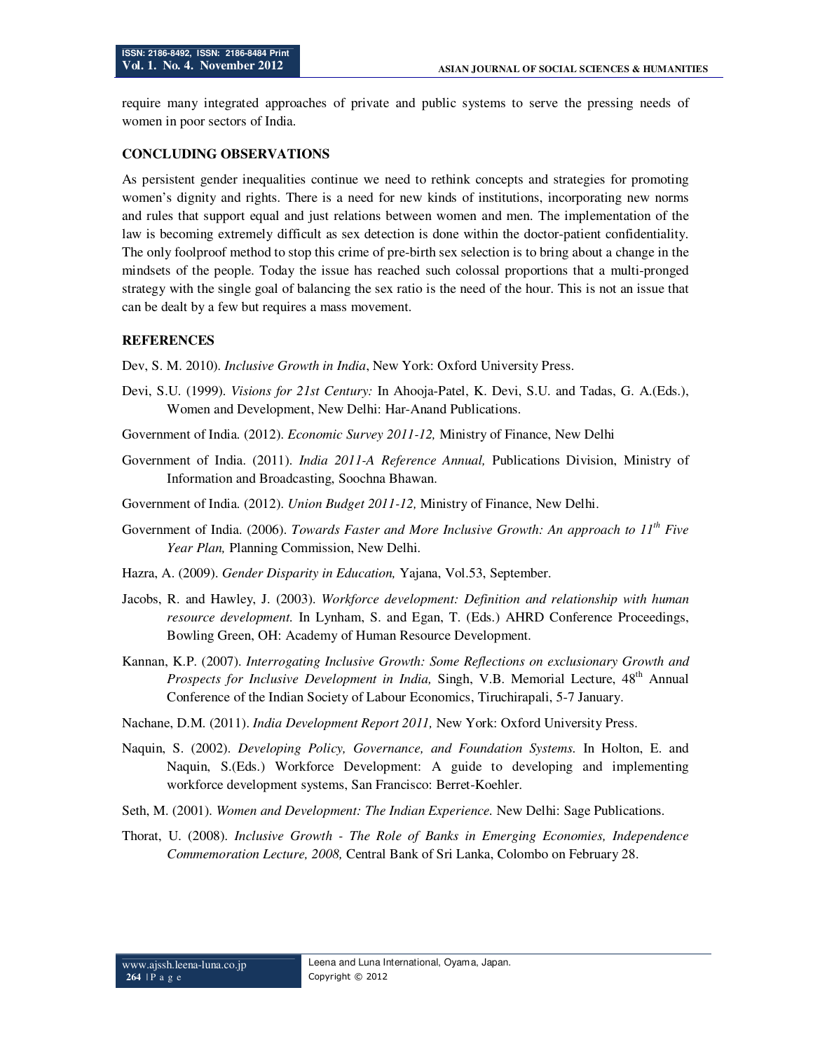require many integrated approaches of private and public systems to serve the pressing needs of women in poor sectors of India.

## CONCLUDING OBSERVATIONS

As persistent gender inequalities continue we need to rethink concepts and strategies for promoting women's dignity and rights. There is a need for new kinds of institutions, incorporating new norms and rules that support equal and just relations between women and men. The implementation of the law is becoming extremely difficult as sex detection is done within the doctor-patient confidentiality. The only foolproof method to stop this crime of pre-birth sex selection is to bring about a change in the mindsets of the people. Today the issue has reached such colossal proportions that a multi-pronged strategy with the single goal of balancing the sex ratio is the need of the hour. This is not an issue that can be dealt by a few but requires a mass movement.

## REFERENCES

Dev, S. M. 2010). *Inclusive Growth in India*, New York: Oxford University Press.

Devi, S.U. (1999). *Visions for 21st Century:* In Ahooja-Patel, K. Devi, S.U. and Tadas, G. A.(Eds.), Women and Development, New Delhi: Har-Anand Publications.

Government of India. (2012). *Economic Survey 2011-12,* Ministry of Finance, New Delhi

Government of India. (2011). *India 2011-A Reference Annual,* Publications Division, Ministry of Information and Broadcasting, Soochna Bhawan.

Government of India. (2012). *Union Budget 2011-12,* Ministry of Finance, New Delhi.

Government of India. (2006). *Towards Faster and More Inclusive Growth: An approach to 11th Five Year Plan,* Planning Commission, New Delhi.

Hazra, A. (2009). *Gender Disparity in Education,* Yajana, Vol.53, September.

Jacobs, R. and Hawley, J. (2003). *Workforce development: Definition and relationship with human resource development.* In Lynham, S. and Egan, T. (Eds.) AHRD Conference Proceedings, Bowling Green, OH: Academy of Human Resource Development.

Kannan, K.P. (2007). *Interrogating Inclusive Growth: Some Reflections on exclusionary Growth and Prospects for Inclusive Development in India,* Singh, V.B. Memorial Lecture, 48th Annual Conference of the Indian Society of Labour Economics, Tiruchirapali, 5-7 January.

Nachane, D.M. (2011). *India Development Report 2011,* New York: Oxford University Press.

Naquin, S. (2002). *Developing Policy, Governance, and Foundation Systems.* In Holton, E. and Naquin, S.(Eds.) Workforce Development: A guide to developing and implementing workforce development systems, San Francisco: Berret-Koehler.

Seth, M. (2001). *Women and Development: The Indian Experience.* New Delhi: Sage Publications.

Thorat, U. (2008). *Inclusive Growth - The Role of Banks in Emerging Economies, Independence Commemoration Lecture, 2008,* Central Bank of Sri Lanka, Colombo on February 28.